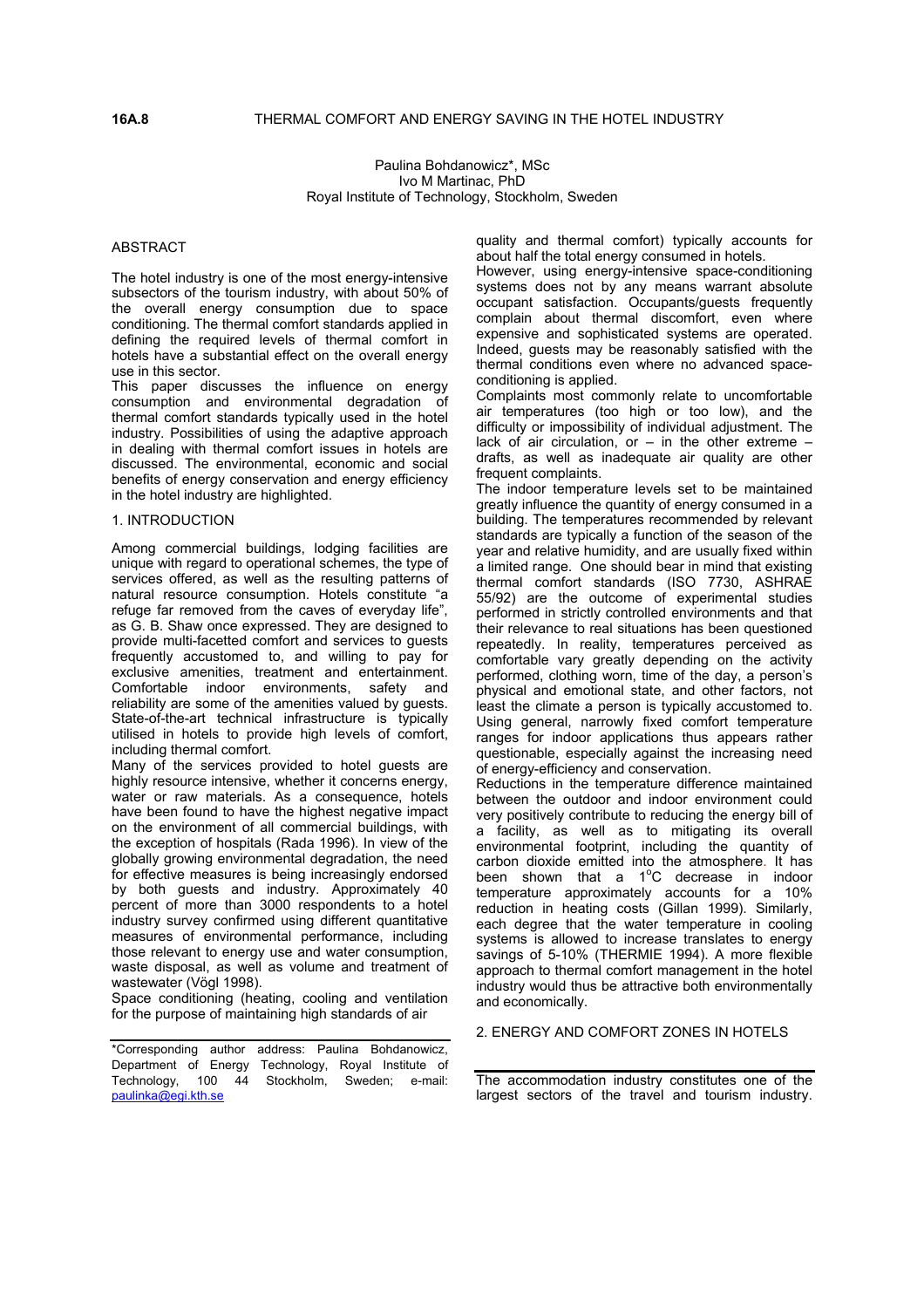# THERMAL COMFORT AND ENERGY SAVING IN THE HOTEL INDUSTRY

16A.8

Paulina Bohdanowicz*, MSc
Ivo M Martinac, PhD
Royal Institute of Technology, Stockholm, Sweden

## ABSTRACT

The hotel industry is one of the most energy-intensive subsectors of the tourism industry, with about 50% of the overall energy consumption due to space conditioning. The thermal comfort standards applied in defining the required levels of thermal comfort in hotels have a substantial effect on the overall energy use in this sector.

This paper discusses the influence on energy consumption and environmental degradation of thermal comfort standards typically used in the hotel industry. Possibilities of using the adaptive approach in dealing with thermal comfort issues in hotels are discussed. The environmental, economic and social benefits of energy conservation and energy efficiency in the hotel industry are highlighted.

## 1. INTRODUCTION

Among commercial buildings, lodging facilities are unique with regard to operational schemes, the type of services offered, as well as the resulting patterns of natural resource consumption. Hotels constitute "a refuge far removed from the caves of everyday life", as G. B. Shaw once expressed. They are designed to provide multi-facetted comfort and services to guests frequently accustomed to, and willing to pay for exclusive amenities, treatment and entertainment. Comfortable indoor environments, safety and reliability are some of the amenities valued by guests. State-of-the-art technical infrastructure is typically utilised in hotels to provide high levels of comfort, including thermal comfort.

Many of the services provided to hotel guests are highly resource intensive, whether it concerns energy, water or raw materials. As a consequence, hotels have been found to have the highest negative impact on the environment of all commercial buildings, with the exception of hospitals (Rada 1996). In view of the globally growing environmental degradation, the need for effective measures is being increasingly endorsed by both guests and industry. Approximately 40 percent of more than 3000 respondents to a hotel industry survey confirmed using different quantitative measures of environmental performance, including those relevant to energy use and water consumption, waste disposal, as well as volume and treatment of wastewater (Vögl 1998).

Space conditioning (heating, cooling and ventilation for the purpose of maintaining high standards of air quality and thermal comfort) typically accounts for about half the total energy consumed in hotels.

However, using energy-intensive space-conditioning systems does not by any means warrant absolute occupant satisfaction. Occupants/guests frequently complain about thermal discomfort, even where expensive and sophisticated systems are operated. Indeed, guests may be reasonably satisfied with the thermal conditions even where no advanced space-conditioning is applied.

Complaints most commonly relate to uncomfortable air temperatures (too high or too low), and the difficulty or impossibility of individual adjustment. The lack of air circulation, or – in the other extreme – drafts, as well as inadequate air quality are other frequent complaints.

The indoor temperature levels set to be maintained greatly influence the quantity of energy consumed in a building. The temperatures recommended by relevant standards are typically a function of the season of the year and relative humidity, and are usually fixed within a limited range. One should bear in mind that existing thermal comfort standards (ISO 7730, ASHRAE 55/92) are the outcome of experimental studies performed in strictly controlled environments and that their relevance to real situations has been questioned repeatedly. In reality, temperatures perceived as comfortable vary greatly depending on the activity performed, clothing worn, time of the day, a person's physical and emotional state, and other factors, not least the climate a person is typically accustomed to. Using general, narrowly fixed comfort temperature ranges for indoor applications thus appears rather questionable, especially against the increasing need of energy-efficiency and conservation.

Reductions in the temperature difference maintained between the outdoor and indoor environment could very positively contribute to reducing the energy bill of a facility, as well as to mitigating its overall environmental footprint, including the quantity of carbon dioxide emitted into the atmosphere. It has been shown that a 1°C decrease in indoor temperature approximately accounts for a 10% reduction in heating costs (Gillan 1999). Similarly, each degree that the water temperature in cooling systems is allowed to increase translates to energy savings of 5-10% (THERMIE 1994). A more flexible approach to thermal comfort management in the hotel industry would thus be attractive both environmentally and economically.

## 2. ENERGY AND COMFORT ZONES IN HOTELS

The accommodation industry constitutes one of the largest sectors of the travel and tourism industry.

---

*Corresponding author address: Paulina Bohdanowicz, Department of Energy Technology, Royal Institute of Technology, 100 44 Stockholm, Sweden; e-mail: paulinka@egi.kth.se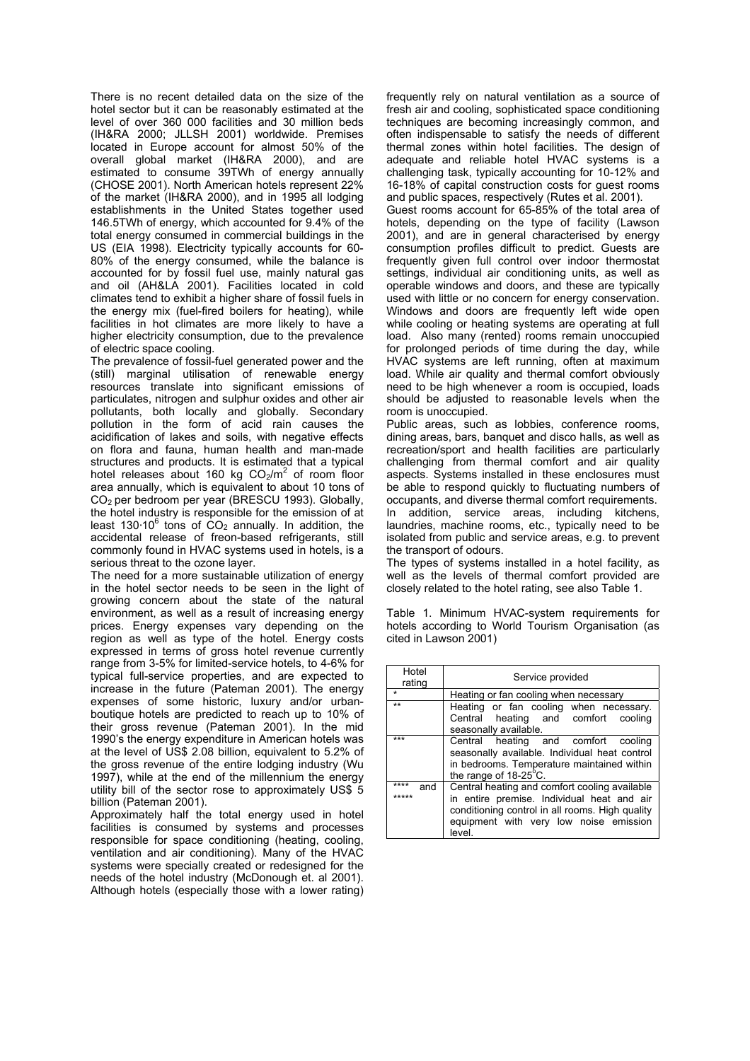There is no recent detailed data on the size of the hotel sector but it can be reasonably estimated at the level of over 360 000 facilities and 30 million beds (IH&RA 2000; JLLSH 2001) worldwide. Premises located in Europe account for almost 50% of the overall global market (IH&RA 2000), and are estimated to consume 39TWh of energy annually (CHOSE 2001). North American hotels represent 22% of the market (IH&RA 2000), and in 1995 all lodging establishments in the United States together used 146.5TWh of energy, which accounted for 9.4% of the total energy consumed in commercial buildings in the US (EIA 1998). Electricity typically accounts for 60-80% of the energy consumed, while the balance is accounted for by fossil fuel use, mainly natural gas and oil (AH&LA 2001). Facilities located in cold climates tend to exhibit a higher share of fossil fuels in the energy mix (fuel-fired boilers for heating), while facilities in hot climates are more likely to have a higher electricity consumption, due to the prevalence of electric space cooling.

The prevalence of fossil-fuel generated power and the (still) marginal utilisation of renewable energy resources translate into significant emissions of particulates, nitrogen and sulphur oxides and other air pollutants, both locally and globally. Secondary pollution in the form of acid rain causes the acidification of lakes and soils, with negative effects on flora and fauna, human health and man-made structures and products. It is estimated that a typical hotel releases about 160 kg $CO_2/m^2$ of room floor area annually, which is equivalent to about 10 tons of $CO_2$ per bedroom per year (BRESCU 1993). Globally, the hotel industry is responsible for the emission of at least $130 \cdot 10^6$ tons of $CO_2$ annually. In addition, the accidental release of freon-based refrigerants, still commonly found in HVAC systems used in hotels, is a serious threat to the ozone layer.

The need for a more sustainable utilization of energy in the hotel sector needs to be seen in the light of growing concern about the state of the natural environment, as well as a result of increasing energy prices. Energy expenses vary depending on the region as well as type of the hotel. Energy costs expressed in terms of gross hotel revenue currently range from 3-5% for limited-service hotels, to 4-6% for typical full-service properties, and are expected to increase in the future (Pateman 2001). The energy expenses of some historic, luxury and/or urban-boutique hotels are predicted to reach up to 10% of their gross revenue (Pateman 2001). In the mid 1990's the energy expenditure in American hotels was at the level of US$ 2.08 billion, equivalent to 5.2% of the gross revenue of the entire lodging industry (Wu 1997), while at the end of the millennium the energy utility bill of the sector rose to approximately US$ 5 billion (Pateman 2001).

Approximately half the total energy used in hotel facilities is consumed by systems and processes responsible for space conditioning (heating, cooling, ventilation and air conditioning). Many of the HVAC systems were specially created or redesigned for the needs of the hotel industry (McDonough et. al 2001). Although hotels (especially those with a lower rating) frequently rely on natural ventilation as a source of fresh air and cooling, sophisticated space conditioning techniques are becoming increasingly common, and often indispensable to satisfy the needs of different thermal zones within hotel facilities. The design of adequate and reliable hotel HVAC systems is a challenging task, typically accounting for 10-12% and 16-18% of capital construction costs for guest rooms and public spaces, respectively (Rutes et al. 2001).

Guest rooms account for 65-85% of the total area of hotels, depending on the type of facility (Lawson 2001), and are in general characterised by energy consumption profiles difficult to predict. Guests are frequently given full control over indoor thermostat settings, individual air conditioning units, as well as operable windows and doors, and these are typically used with little or no concern for energy conservation. Windows and doors are frequently left wide open while cooling or heating systems are operating at full load. Also many (rented) rooms remain unoccupied for prolonged periods of time during the day, while HVAC systems are left running, often at maximum load. While air quality and thermal comfort obviously need to be high whenever a room is occupied, loads should be adjusted to reasonable levels when the room is unoccupied.

Public areas, such as lobbies, conference rooms, dining areas, bars, banquet and disco halls, as well as recreation/sport and health facilities are particularly challenging from thermal comfort and air quality aspects. Systems installed in these enclosures must be able to respond quickly to fluctuating numbers of occupants, and diverse thermal comfort requirements. In addition, service areas, including kitchens, laundries, machine rooms, etc., typically need to be isolated from public and service areas, e.g. to prevent the transport of odours.

The types of systems installed in a hotel facility, as well as the levels of thermal comfort provided are closely related to the hotel rating, see also Table 1.

Table 1. Minimum HVAC-system requirements for hotels according to World Tourism Organisation (as cited in Lawson 2001)

| Hotel rating | Service provided |
|---|---|
| * | Heating or fan cooling when necessary |
| ** | Heating or fan cooling when necessary. Central heating and comfort cooling seasonally available. |
| *** | Central heating and comfort cooling seasonally available. Individual heat control in bedrooms. Temperature maintained within the range of 18-25°C. |
| **** and ***** | Central heating and comfort cooling available in entire premise. Individual heat and air conditioning control in all rooms. High quality equipment with very low noise emission level. |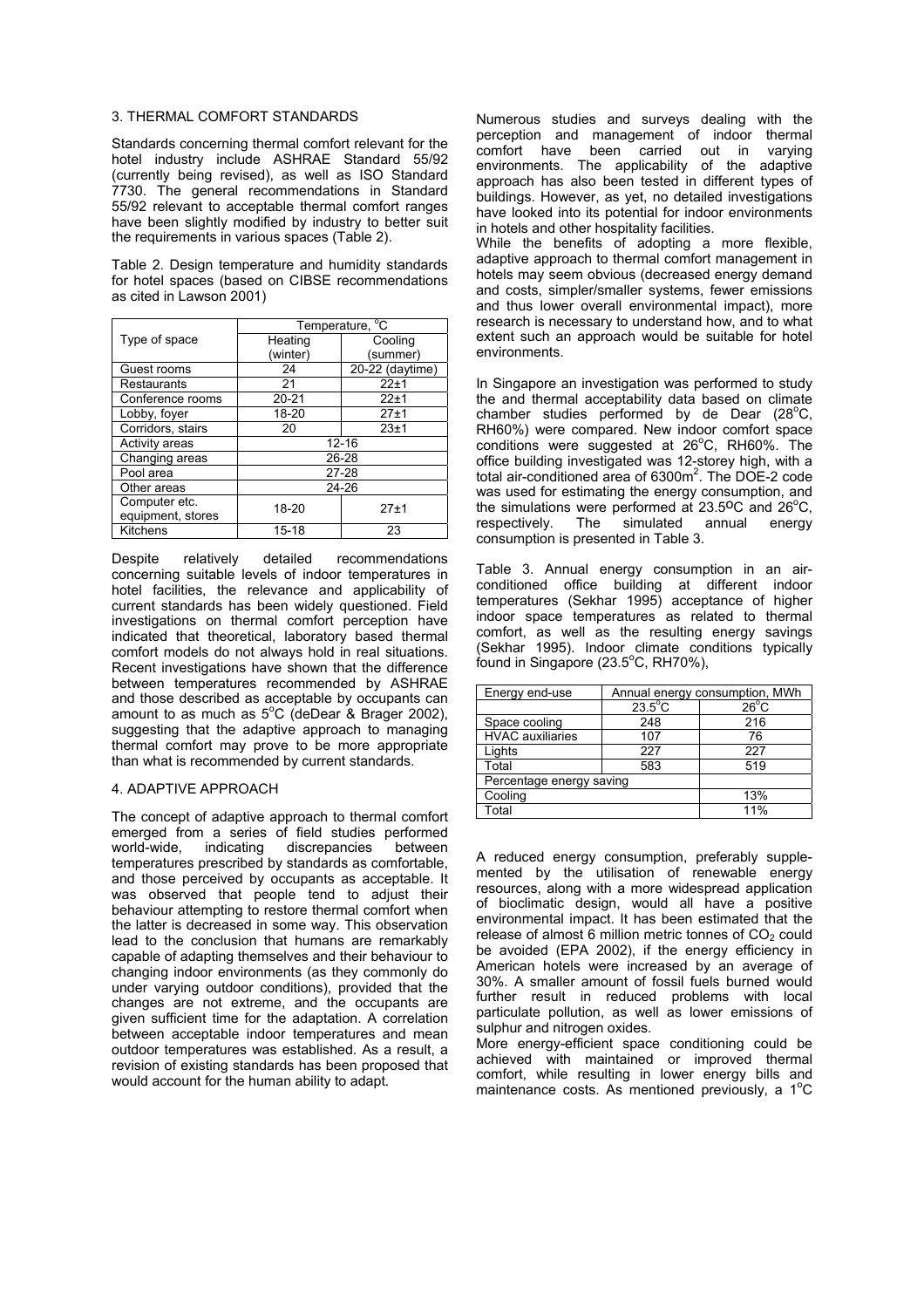## 3. THERMAL COMFORT STANDARDS

Standards concerning thermal comfort relevant for the hotel industry include ASHRAE Standard 55/92 (currently being revised), as well as ISO Standard 7730. The general recommendations in Standard 55/92 relevant to acceptable thermal comfort ranges have been slightly modified by industry to better suit the requirements in various spaces (Table 2).

Table 2. Design temperature and humidity standards for hotel spaces (based on CIBSE recommendations as cited in Lawson 2001)

| Type of space | Temperature, °C | |
|---|---|---|
| | Heating (winter) | Cooling (summer) |
| Guest rooms | 24 | 20-22 (daytime) |
| Restaurants | 21 | 22±1 |
| Conference rooms | 20-21 | 22±1 |
| Lobby, foyer | 18-20 | 27±1 |
| Corridors, stairs | 20 | 23±1 |
| Activity areas | 12-16 | |
| Changing areas | 26-28 | |
| Pool area | 27-28 | |
| Other areas | 24-26 | |
| Computer etc. equipment, stores | 18-20 | 27±1 |
| Kitchens | 15-18 | 23 |

Despite relatively detailed recommendations concerning suitable levels of indoor temperatures in hotel facilities, the relevance and applicability of current standards has been widely questioned. Field investigations on thermal comfort perception have indicated that theoretical, laboratory based thermal comfort models do not always hold in real situations. Recent investigations have shown that the difference between temperatures recommended by ASHRAE and those described as acceptable by occupants can amount to as much as 5°C (deDear & Brager 2002), suggesting that the adaptive approach to managing thermal comfort may prove to be more appropriate than what is recommended by current standards.

## 4. ADAPTIVE APPROACH

The concept of adaptive approach to thermal comfort emerged from a series of field studies performed world-wide, indicating discrepancies between temperatures prescribed by standards as comfortable, and those perceived by occupants as acceptable. It was observed that people tend to adjust their behaviour attempting to restore thermal comfort when the latter is decreased in some way. This observation lead to the conclusion that humans are remarkably capable of adapting themselves and their behaviour to changing indoor environments (as they commonly do under varying outdoor conditions), provided that the changes are not extreme, and the occupants are given sufficient time for the adaptation. A correlation between acceptable indoor temperatures and mean outdoor temperatures was established. As a result, a revision of existing standards has been proposed that would account for the human ability to adapt.

Numerous studies and surveys dealing with the perception and management of indoor thermal comfort have been carried out in varying environments. The applicability of the adaptive approach has also been tested in different types of buildings. However, as yet, no detailed investigations have looked into its potential for indoor environments in hotels and other hospitality facilities.

While the benefits of adopting a more flexible, adaptive approach to thermal comfort management in hotels may seem obvious (decreased energy demand and costs, simpler/smaller systems, fewer emissions and thus lower overall environmental impact), more research is necessary to understand how, and to what extent such an approach would be suitable for hotel environments.

In Singapore an investigation was performed to study the and thermal acceptability data based on climate chamber studies performed by de Dear (28°C, RH60%) were compared. New indoor comfort space conditions were suggested at 26°C, RH60%. The office building investigated was 12-storey high, with a total air-conditioned area of 6300m$^2$. The DOE-2 code was used for estimating the energy consumption, and the simulations were performed at 23.5ºC and 26°C, respectively. The simulated annual energy consumption is presented in Table 3.

Table 3. Annual energy consumption in an air-conditioned office building at different indoor temperatures (Sekhar 1995) acceptance of higher indoor space temperatures as related to thermal comfort, as well as the resulting energy savings (Sekhar 1995). Indoor climate conditions typically found in Singapore (23.5°C, RH70%),

| Energy end-use | Annual energy consumption, MWh | |
|---|---|---|
| | 23.5°C | 26°C |
| Space cooling | 248 | 216 |
| HVAC auxiliaries | 107 | 76 |
| Lights | 227 | 227 |
| Total | 583 | 519 |
| Percentage energy saving | | |
| Cooling | | 13% |
| Total | | 11% |

A reduced energy consumption, preferably supplemented by the utilisation of renewable energy resources, along with a more widespread application of bioclimatic design, would all have a positive environmental impact. It has been estimated that the release of almost 6 million metric tonnes of $CO_2$ could be avoided (EPA 2002), if the energy efficiency in American hotels were increased by an average of 30%. A smaller amount of fossil fuels burned would further result in reduced problems with local particulate pollution, as well as lower emissions of sulphur and nitrogen oxides.

More energy-efficient space conditioning could be achieved with maintained or improved thermal comfort, while resulting in lower energy bills and maintenance costs. As mentioned previously, a 1°C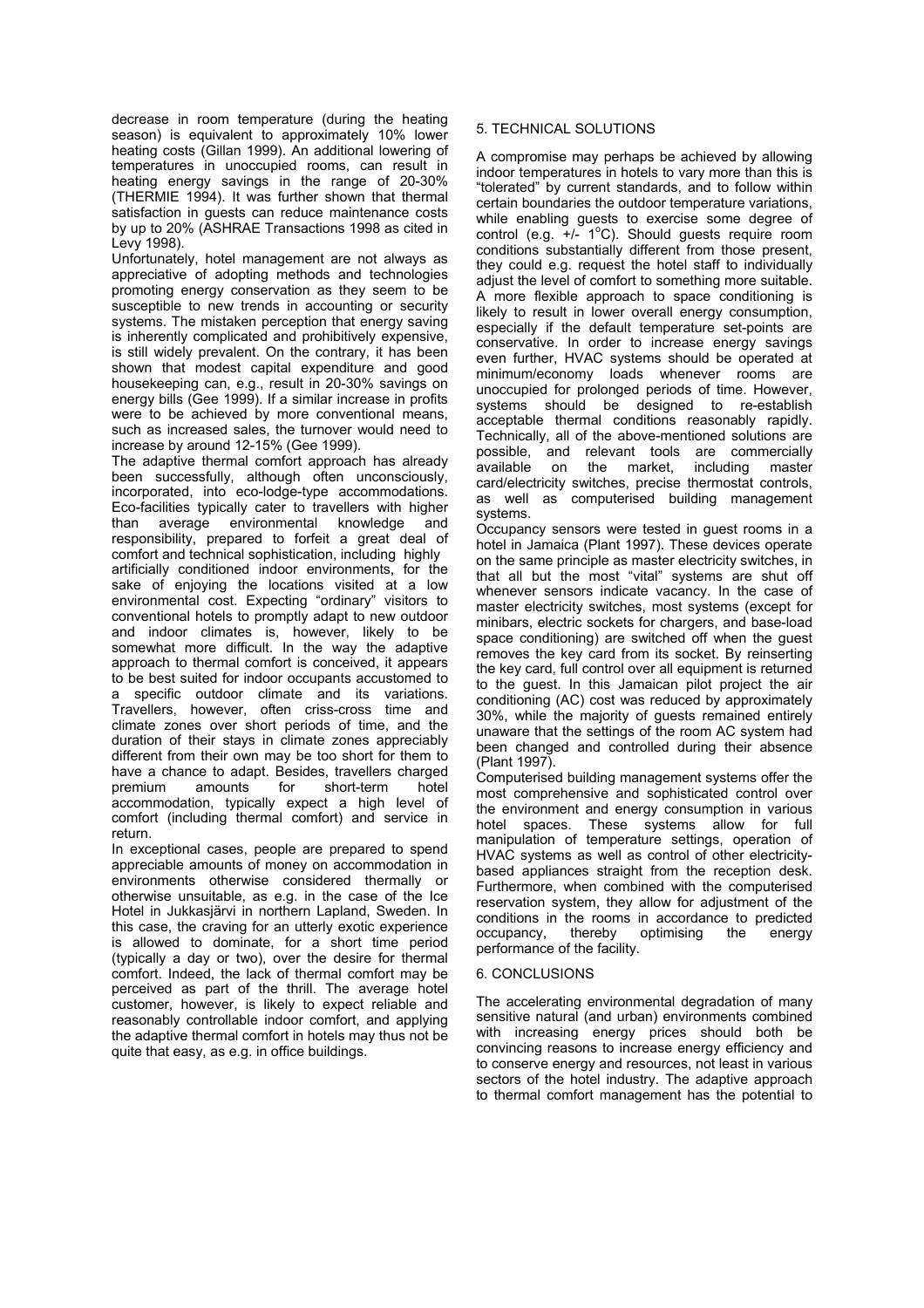decrease in room temperature (during the heating season) is equivalent to approximately 10% lower heating costs (Gillan 1999). An additional lowering of temperatures in unoccupied rooms, can result in heating energy savings in the range of 20-30% (THERMIE 1994). It was further shown that thermal satisfaction in guests can reduce maintenance costs by up to 20% (ASHRAE Transactions 1998 as cited in Levy 1998).

Unfortunately, hotel management are not always as appreciative of adopting methods and technologies promoting energy conservation as they seem to be susceptible to new trends in accounting or security systems. The mistaken perception that energy saving is inherently complicated and prohibitively expensive, is still widely prevalent. On the contrary, it has been shown that modest capital expenditure and good housekeeping can, e.g., result in 20-30% savings on energy bills (Gee 1999). If a similar increase in profits were to be achieved by more conventional means, such as increased sales, the turnover would need to increase by around 12-15% (Gee 1999).

The adaptive thermal comfort approach has already been successfully, although often unconsciously, incorporated, into eco-lodge-type accommodations. Eco-facilities typically cater to travellers with higher than average environmental knowledge and responsibility, prepared to forfeit a great deal of comfort and technical sophistication, including highly artificially conditioned indoor environments, for the sake of enjoying the locations visited at a low environmental cost. Expecting "ordinary" visitors to conventional hotels to promptly adapt to new outdoor and indoor climates is, however, likely to be somewhat more difficult. In the way the adaptive approach to thermal comfort is conceived, it appears to be best suited for indoor occupants accustomed to a specific outdoor climate and its variations. Travellers, however, often criss-cross time and climate zones over short periods of time, and the duration of their stays in climate zones appreciably different from their own may be too short for them to have a chance to adapt. Besides, travellers charged premium amounts for short-term hotel accommodation, typically expect a high level of comfort (including thermal comfort) and service in return.

In exceptional cases, people are prepared to spend appreciable amounts of money on accommodation in environments otherwise considered thermally or otherwise unsuitable, as e.g. in the case of the Ice Hotel in Jukkasjärvi in northern Lapland, Sweden. In this case, the craving for an utterly exotic experience is allowed to dominate, for a short time period (typically a day or two), over the desire for thermal comfort. Indeed, the lack of thermal comfort may be perceived as part of the thrill. The average hotel customer, however, is likely to expect reliable and reasonably controllable indoor comfort, and applying the adaptive thermal comfort in hotels may thus not be quite that easy, as e.g. in office buildings.

## 5. TECHNICAL SOLUTIONS

A compromise may perhaps be achieved by allowing indoor temperatures in hotels to vary more than this is "tolerated" by current standards, and to follow within certain boundaries the outdoor temperature variations, while enabling guests to exercise some degree of control (e.g. +/- 1°C). Should guests require room conditions substantially different from those present, they could e.g. request the hotel staff to individually adjust the level of comfort to something more suitable. A more flexible approach to space conditioning is likely to result in lower overall energy consumption, especially if the default temperature set-points are conservative. In order to increase energy savings even further, HVAC systems should be operated at minimum/economy loads whenever rooms are unoccupied for prolonged periods of time. However, systems should be designed to re-establish acceptable thermal conditions reasonably rapidly. Technically, all of the above-mentioned solutions are possible, and relevant tools are commercially available on the market, including master card/electricity switches, precise thermostat controls, as well as computerised building management systems.

Occupancy sensors were tested in guest rooms in a hotel in Jamaica (Plant 1997). These devices operate on the same principle as master electricity switches, in that all but the most "vital" systems are shut off whenever sensors indicate vacancy. In the case of master electricity switches, most systems (except for minibars, electric sockets for chargers, and base-load space conditioning) are switched off when the guest removes the key card from its socket. By reinserting the key card, full control over all equipment is returned to the guest. In this Jamaican pilot project the air conditioning (AC) cost was reduced by approximately 30%, while the majority of guests remained entirely unaware that the settings of the room AC system had been changed and controlled during their absence (Plant 1997).

Computerised building management systems offer the most comprehensive and sophisticated control over the environment and energy consumption in various hotel spaces. These systems allow for full manipulation of temperature settings, operation of HVAC systems as well as control of other electricity-based appliances straight from the reception desk. Furthermore, when combined with the computerised reservation system, they allow for adjustment of the conditions in the rooms in accordance to predicted occupancy, thereby optimising the energy performance of the facility.

## 6. CONCLUSIONS

The accelerating environmental degradation of many sensitive natural (and urban) environments combined with increasing energy prices should both be convincing reasons to increase energy efficiency and to conserve energy and resources, not least in various sectors of the hotel industry. The adaptive approach to thermal comfort management has the potential to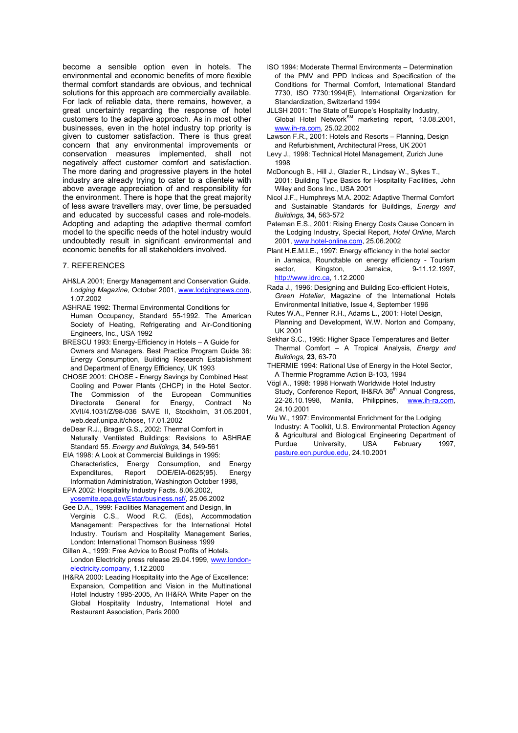become a sensible option even in hotels. The environmental and economic benefits of more flexible thermal comfort standards are obvious, and technical solutions for this approach are commercially available. For lack of reliable data, there remains, however, a great uncertainty regarding the response of hotel customers to the adaptive approach. As in most other businesses, even in the hotel industry top priority is given to customer satisfaction. There is thus great concern that any environmental improvements or conservation measures implemented, shall not negatively affect customer comfort and satisfaction. The more daring and progressive players in the hotel industry are already trying to cater to a clientele with above average appreciation of and responsibility for the environment. There is hope that the great majority of less aware travellers may, over time, be persuaded and educated by successful cases and role-models. Adopting and adapting the adaptive thermal comfort model to the specific needs of the hotel industry would undoubtedly result in significant environmental and economic benefits for all stakeholders involved.

## 7. REFERENCES

AH&LA 2001; Energy Management and Conservation Guide. *Lodging Magazine*, October 2001, www.lodgingnews.com, 1.07.2002

ASHRAE 1992: Thermal Environmental Conditions for Human Occupancy, Standard 55-1992. The American Society of Heating, Refrigerating and Air-Conditioning Engineers, Inc., USA 1992

BRESCU 1993: Energy-Efficiency in Hotels – A Guide for Owners and Managers. Best Practice Program Guide 36: Energy Consumption, Building Research Establishment and Department of Energy Efficiency, UK 1993

CHOSE 2001: CHOSE - Energy Savings by Combined Heat Cooling and Power Plants (CHCP) in the Hotel Sector. The Commission of the European Communities Directorate General for Energy, Contract No XVII/4.1031/Z/98-036 SAVE II, Stockholm, 31.05.2001, web.deaf.unipa.it/chose, 17.01.2002

deDear R.J., Brager G.S., 2002: Thermal Comfort in Naturally Ventilated Buildings: Revisions to ASHRAE Standard 55. *Energy and Buildings,* **34**, 549-561

EIA 1998: A Look at Commercial Buildings in 1995: Characteristics, Energy Consumption, and Energy Expenditures, Report DOE/EIA-0625(95). Energy Information Administration, Washington October 1998,

EPA 2002: Hospitality Industry Facts. 8.06.2002, yosemite.epa.gov/Estar/business.nsf/, 25.06.2002

Gee D.A., 1999: Facilities Management and Design, **in** Verginis C.S., Wood R.C. (Eds), Accommodation Management: Perspectives for the International Hotel Industry. Tourism and Hospitality Management Series, London: International Thomson Business 1999

Gillan A., 1999: Free Advice to Boost Profits of Hotels. London Electricity press release 29.04.1999, www.london-electricity.company, 1.12.2000

IH&RA 2000: Leading Hospitality into the Age of Excellence: Expansion, Competition and Vision in the Multinational Hotel Industry 1995-2005, An IH&RA White Paper on the Global Hospitality Industry, International Hotel and Restaurant Association, Paris 2000

ISO 1994: Moderate Thermal Environments – Determination of the PMV and PPD Indices and Specification of the Conditions for Thermal Comfort, International Standard 7730, ISO 7730:1994(E), International Organization for Standardization, Switzerland 1994

JLLSH 2001: The State of Europe's Hospitality Industry, Global Hotel Network[SM] marketing report, 13.08.2001, www.ih-ra.com, 25.02.2002

Lawson F.R., 2001: Hotels and Resorts – Planning, Design and Refurbishment, Architectural Press, UK 2001

Levy J., 1998: Technical Hotel Management, Zurich June 1998

McDonough B., Hill J., Glazier R., Lindsay W., Sykes T., 2001: Building Type Basics for Hospitality Facilities, John Wiley and Sons Inc., USA 2001

Nicol J.F., Humphreys M.A. 2002: Adaptive Thermal Comfort and Sustainable Standards for Buildings, *Energy and Buildings,* **34**, 563-572

Pateman E.S., 2001: Rising Energy Costs Cause Concern in the Lodging Industry, Special Report, *Hotel Online*, March 2001, www.hotel-online.com, 25.06.2002

Plant H.E.M.I.E., 1997: Energy efficiency in the hotel sector in Jamaica, Roundtable on energy efficiency - Tourism sector, Kingston, Jamaica, 9-11.12.1997, http://www.idrc.ca, 1.12.2000

Rada J., 1996: Designing and Building Eco-efficient Hotels, *Green Hotelier*, Magazine of the International Hotels Environmental Initiative, Issue 4, September 1996

Rutes W.A., Penner R.H., Adams L., 2001: Hotel Design, Planning and Development, W.W. Norton and Company, UK 2001

Sekhar S.C., 1995: Higher Space Temperatures and Better Thermal Comfort – A Tropical Analysis, *Energy and Buildings,* **23**, 63-70

THERMIE 1994: Rational Use of Energy in the Hotel Sector, A Thermie Programme Action B-103, 1994

Vögl A., 1998: 1998 Horwath Worldwide Hotel Industry Study, Conference Report, IH&RA 36th Annual Congress, 22-26.10.1998, Manila, Philippines, www.ih-ra.com, 24.10.2001

Wu W., 1997: Environmental Enrichment for the Lodging Industry: A Toolkit, U.S. Environmental Protection Agency & Agricultural and Biological Engineering Department of Purdue University, USA February 1997, pasture.ecn.purdue.edu, 24.10.2001